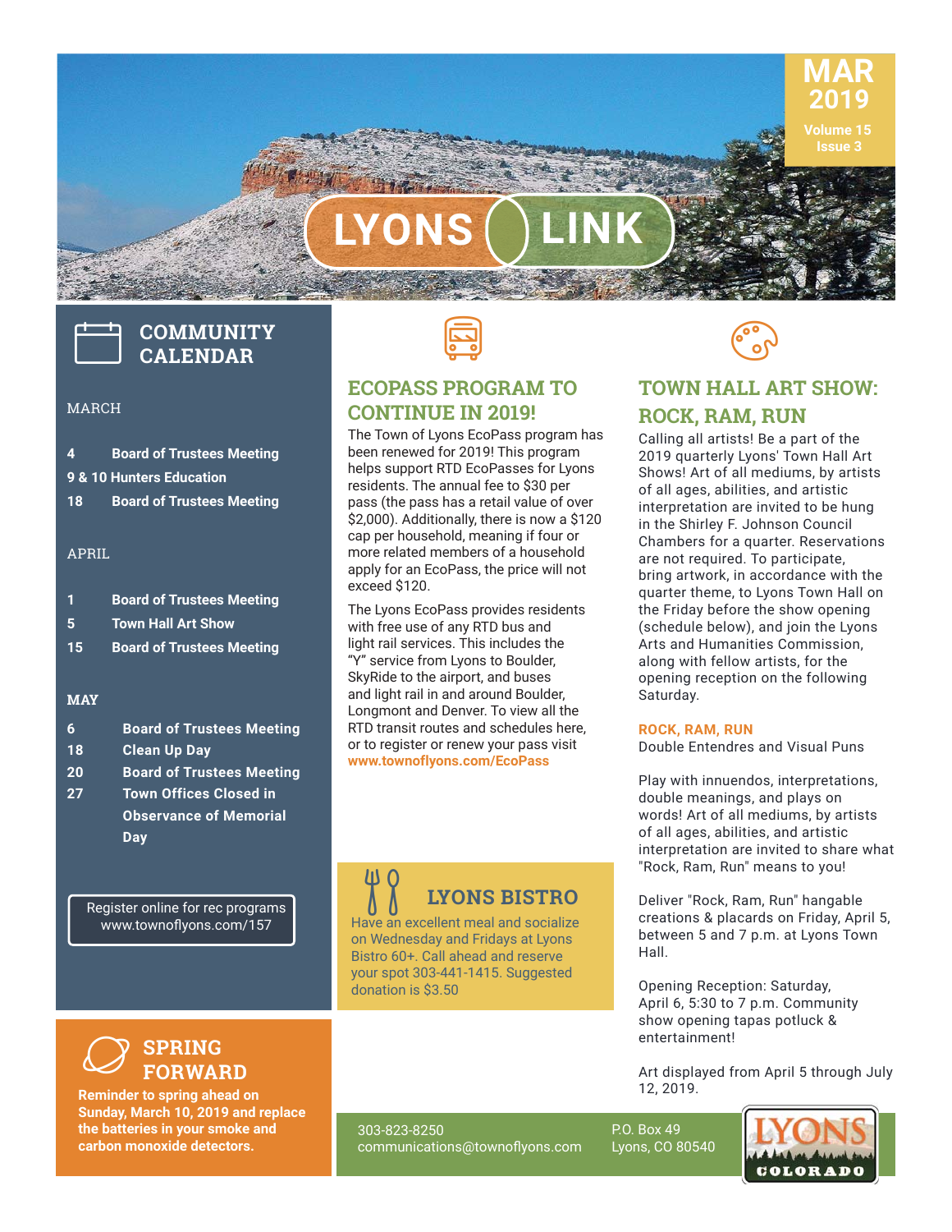# LYONS LINK

**MAR 2019**
Volume 15
Issue 3

## COMMUNITY CALENDAR

MARCH

- **4** Board of Trustees Meeting
- **9 & 10** Hunters Education
- **18** Board of Trustees Meeting

APRIL

- **1** Board of Trustees Meeting
- **5** Town Hall Art Show
- **15** Board of Trustees Meeting

MAY

- **6** Board of Trustees Meeting
- **18** Clean Up Day
- **20** Board of Trustees Meeting
- **27** Town Offices Closed in Observance of Memorial Day

Register online for rec programs
www.townoflyons.com/157

## SPRING FORWARD

**Reminder to spring ahead on Sunday, March 10, 2019 and replace the batteries in your smoke and carbon monoxide detectors.**

## ECOPASS PROGRAM TO CONTINUE IN 2019!

The Town of Lyons EcoPass program has been renewed for 2019! This program helps support RTD EcoPasses for Lyons residents. The annual fee to $30 per pass (the pass has a retail value of over $2,000). Additionally, there is now a $120 cap per household, meaning if four or more related members of a household apply for an EcoPass, the price will not exceed $120.

The Lyons EcoPass provides residents with free use of any RTD bus and light rail services. This includes the "Y" service from Lyons to Boulder, SkyRide to the airport, and buses and light rail in and around Boulder, Longmont and Denver. To view all the RTD transit routes and schedules here, or to register or renew your pass visit **www.townoflyons.com/EcoPass**

## LYONS BISTRO

Have an excellent meal and socialize on Wednesday and Fridays at Lyons Bistro 60+. Call ahead and reserve your spot 303-441-1415. Suggested donation is $3.50

## TOWN HALL ART SHOW: ROCK, RAM, RUN

Calling all artists! Be a part of the 2019 quarterly Lyons' Town Hall Art Shows! Art of all mediums, by artists of all ages, abilities, and artistic interpretation are invited to be hung in the Shirley F. Johnson Council Chambers for a quarter. Reservations are not required. To participate, bring artwork, in accordance with the quarter theme, to Lyons Town Hall on the Friday before the show opening (schedule below), and join the Lyons Arts and Humanities Commission, along with fellow artists, for the opening reception on the following Saturday.

**ROCK, RAM, RUN**
Double Entendres and Visual Puns

Play with innuendos, interpretations, double meanings, and plays on words! Art of all mediums, by artists of all ages, abilities, and artistic interpretation are invited to share what "Rock, Ram, Run" means to you!

Deliver "Rock, Ram, Run" hangable creations & placards on Friday, April 5, between 5 and 7 p.m. at Lyons Town Hall.

Opening Reception: Saturday, April 6, 5:30 to 7 p.m. Community show opening tapas potluck & entertainment!

Art displayed from April 5 through July 12, 2019.

303-823-8250
communications@townoflyons.com

P.O. Box 49
Lyons, CO 80540

LYONS COLORADO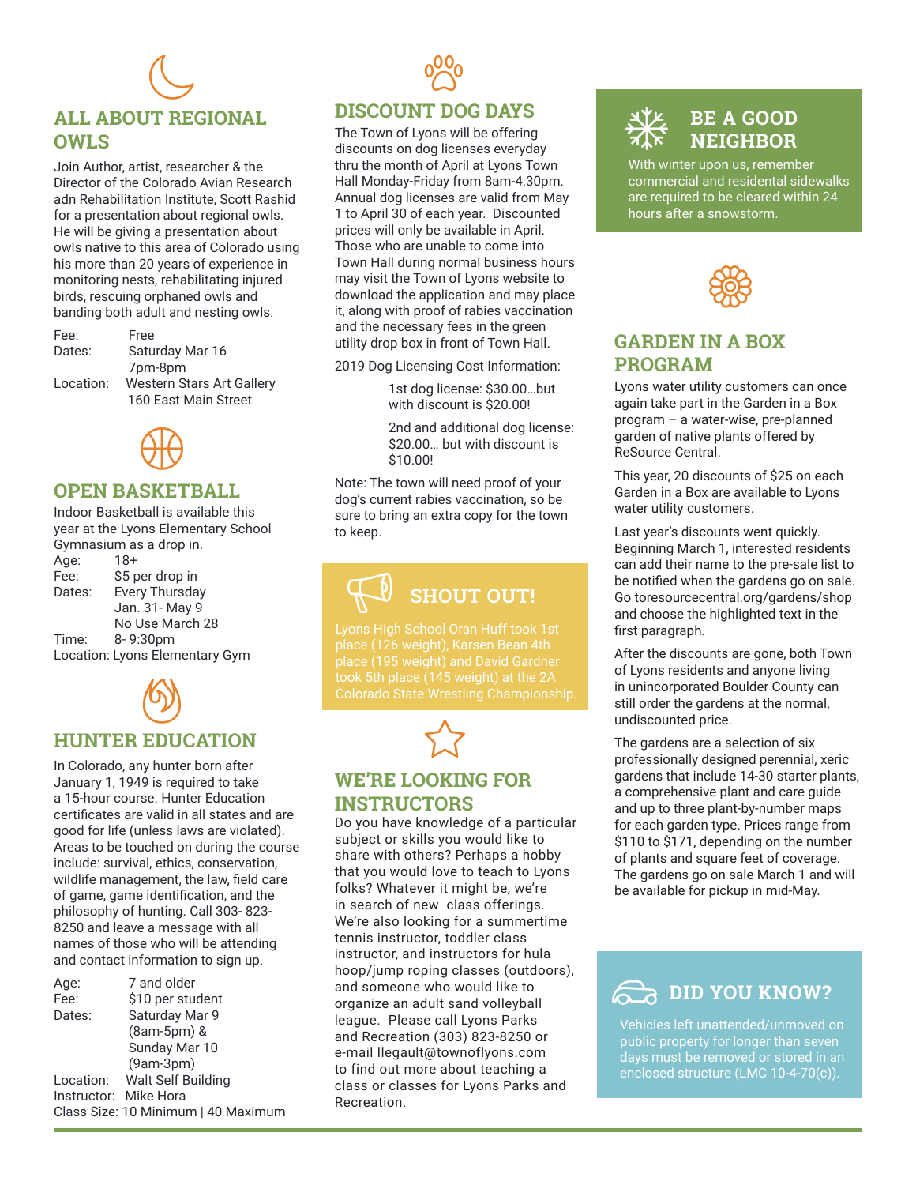## ALL ABOUT REGIONAL OWLS

Join Author, artist, researcher & the Director of the Colorado Avian Research adn Rehabilitation Institute, Scott Rashid for a presentation about regional owls. He will be giving a presentation about owls native to this area of Colorado using his more than 20 years of experience in monitoring nests, rehabilitating injured birds, rescuing orphaned owls and banding both adult and nesting owls.

Fee: Free
Dates: Saturday Mar 16
7pm-8pm
Location: Western Stars Art Gallery
160 East Main Street

## OPEN BASKETBALL

Indoor Basketball is available this year at the Lyons Elementary School Gymnasium as a drop in.

Age: 18+
Fee: $5 per drop in
Dates: Every Thursday
Jan. 31- May 9
No Use March 28
Time: 8- 9:30pm
Location: Lyons Elementary Gym

## HUNTER EDUCATION

In Colorado, any hunter born after January 1, 1949 is required to take a 15-hour course. Hunter Education certificates are valid in all states and are good for life (unless laws are violated). Areas to be touched on during the course include: survival, ethics, conservation, wildlife management, the law, field care of game, game identification, and the philosophy of hunting. Call 303- 823-8250 and leave a message with all names of those who will be attending and contact information to sign up.

Age: 7 and older
Fee: $10 per student
Dates: Saturday Mar 9
(8am-5pm) &
Sunday Mar 10
(9am-3pm)
Location: Walt Self Building
Instructor: Mike Hora
Class Size: 10 Minimum | 40 Maximum

## DISCOUNT DOG DAYS

The Town of Lyons will be offering discounts on dog licenses everyday thru the month of April at Lyons Town Hall Monday-Friday from 8am-4:30pm. Annual dog licenses are valid from May 1 to April 30 of each year. Discounted prices will only be available in April. Those who are unable to come into Town Hall during normal business hours may visit the Town of Lyons website to download the application and may place it, along with proof of rabies vaccination and the necessary fees in the green utility drop box in front of Town Hall.

2019 Dog Licensing Cost Information:

1st dog license: $30.00…but with discount is $20.00!

2nd and additional dog license: $20.00… but with discount is $10.00!

Note: The town will need proof of your dog's current rabies vaccination, so be sure to bring an extra copy for the town to keep.

## SHOUT OUT!

Lyons High School Oran Huff took 1st place (126 weight), Karsen Bean 4th place (195 weight) and David Gardner took 5th place (145 weight) at the 2A Colorado State Wrestling Championship.

## WE'RE LOOKING FOR INSTRUCTORS

Do you have knowledge of a particular subject or skills you would like to share with others? Perhaps a hobby that you would love to teach to Lyons folks? Whatever it might be, we're in search of new class offerings. We're also looking for a summertime tennis instructor, toddler class instructor, and instructors for hula hoop/jump roping classes (outdoors), and someone who would like to organize an adult sand volleyball league. Please call Lyons Parks and Recreation (303) 823-8250 or e-mail llegault@townoflyons.com to find out more about teaching a class or classes for Lyons Parks and Recreation.

## BE A GOOD NEIGHBOR

With winter upon us, remember commercial and residental sidewalks are required to be cleared within 24 hours after a snowstorm.

## GARDEN IN A BOX PROGRAM

Lyons water utility customers can once again take part in the Garden in a Box program – a water-wise, pre-planned garden of native plants offered by ReSource Central.

This year, 20 discounts of $25 on each Garden in a Box are available to Lyons water utility customers.

Last year's discounts went quickly. Beginning March 1, interested residents can add their name to the pre-sale list to be notified when the gardens go on sale. Go toresourcecentral.org/gardens/shop and choose the highlighted text in the first paragraph.

After the discounts are gone, both Town of Lyons residents and anyone living in unincorporated Boulder County can still order the gardens at the normal, undiscounted price.

The gardens are a selection of six professionally designed perennial, xeric gardens that include 14-30 starter plants, a comprehensive plant and care guide and up to three plant-by-number maps for each garden type. Prices range from $110 to $171, depending on the number of plants and square feet of coverage. The gardens go on sale March 1 and will be available for pickup in mid-May.

## DID YOU KNOW?

Vehicles left unattended/unmoved on public property for longer than seven days must be removed or stored in an enclosed structure (LMC 10-4-70(c)).